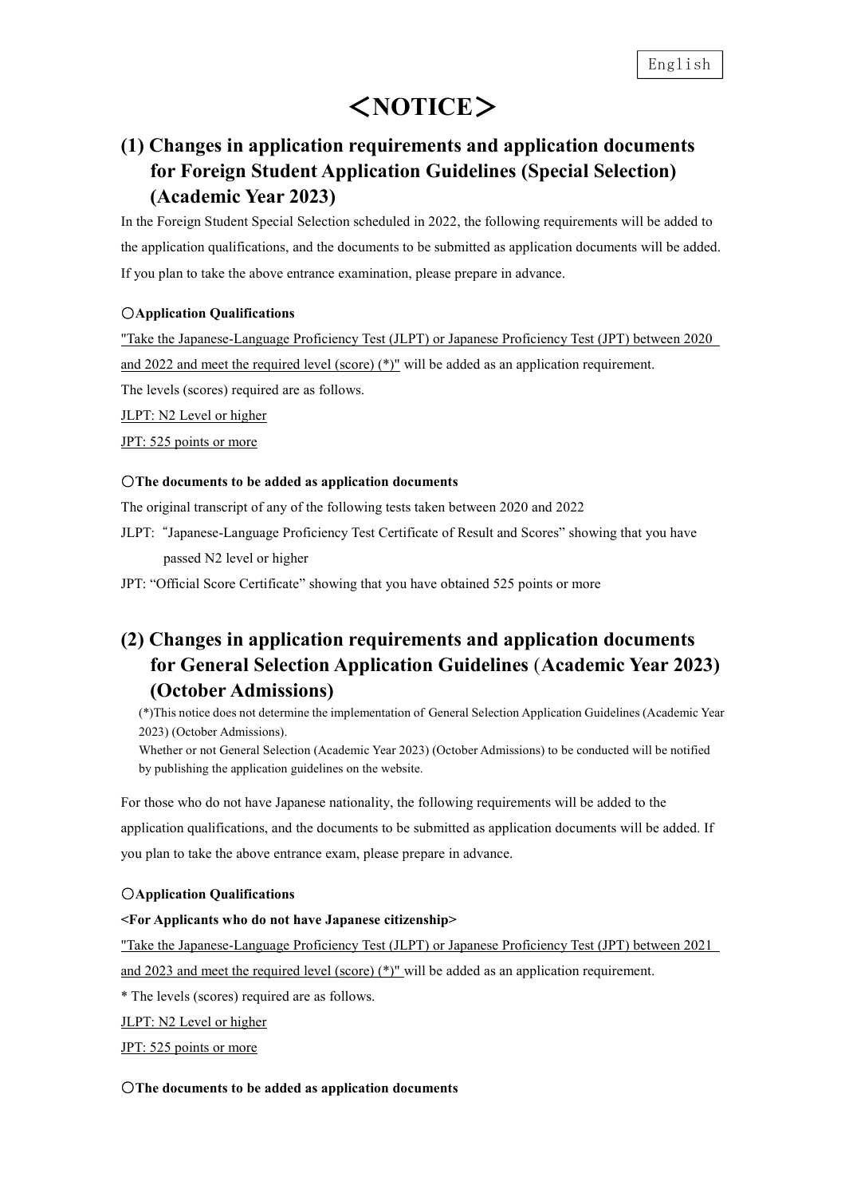English

# ＜NOTICE＞

## (1) Changes in application requirements and application documents for Foreign Student Application Guidelines (Special Selection) (Academic Year 2023)

In the Foreign Student Special Selection scheduled in 2022, the following requirements will be added to the application qualifications, and the documents to be submitted as application documents will be added. If you plan to take the above entrance examination, please prepare in advance.

**○Application Qualifications**

"Take the Japanese-Language Proficiency Test (JLPT) or Japanese Proficiency Test (JPT) between 2020 and 2022 and meet the required level (score) (*)" will be added as an application requirement.

The levels (scores) required are as follows.

JLPT: N2 Level or higher

JPT: 525 points or more

**○The documents to be added as application documents**

The original transcript of any of the following tests taken between 2020 and 2022

JLPT: "Japanese-Language Proficiency Test Certificate of Result and Scores" showing that you have passed N2 level or higher

JPT: "Official Score Certificate" showing that you have obtained 525 points or more

## (2) Changes in application requirements and application documents for General Selection Application Guidelines (Academic Year 2023) (October Admissions)

(*)This notice does not determine the implementation of General Selection Application Guidelines (Academic Year 2023) (October Admissions).

Whether or not General Selection (Academic Year 2023) (October Admissions) to be conducted will be notified by publishing the application guidelines on the website.

For those who do not have Japanese nationality, the following requirements will be added to the application qualifications, and the documents to be submitted as application documents will be added. If you plan to take the above entrance exam, please prepare in advance.

**○Application Qualifications**

**<For Applicants who do not have Japanese citizenship>**

"Take the Japanese-Language Proficiency Test (JLPT) or Japanese Proficiency Test (JPT) between 2021 and 2023 and meet the required level (score) (*)" will be added as an application requirement.

* The levels (scores) required are as follows.

JLPT: N2 Level or higher

JPT: 525 points or more

**○The documents to be added as application documents**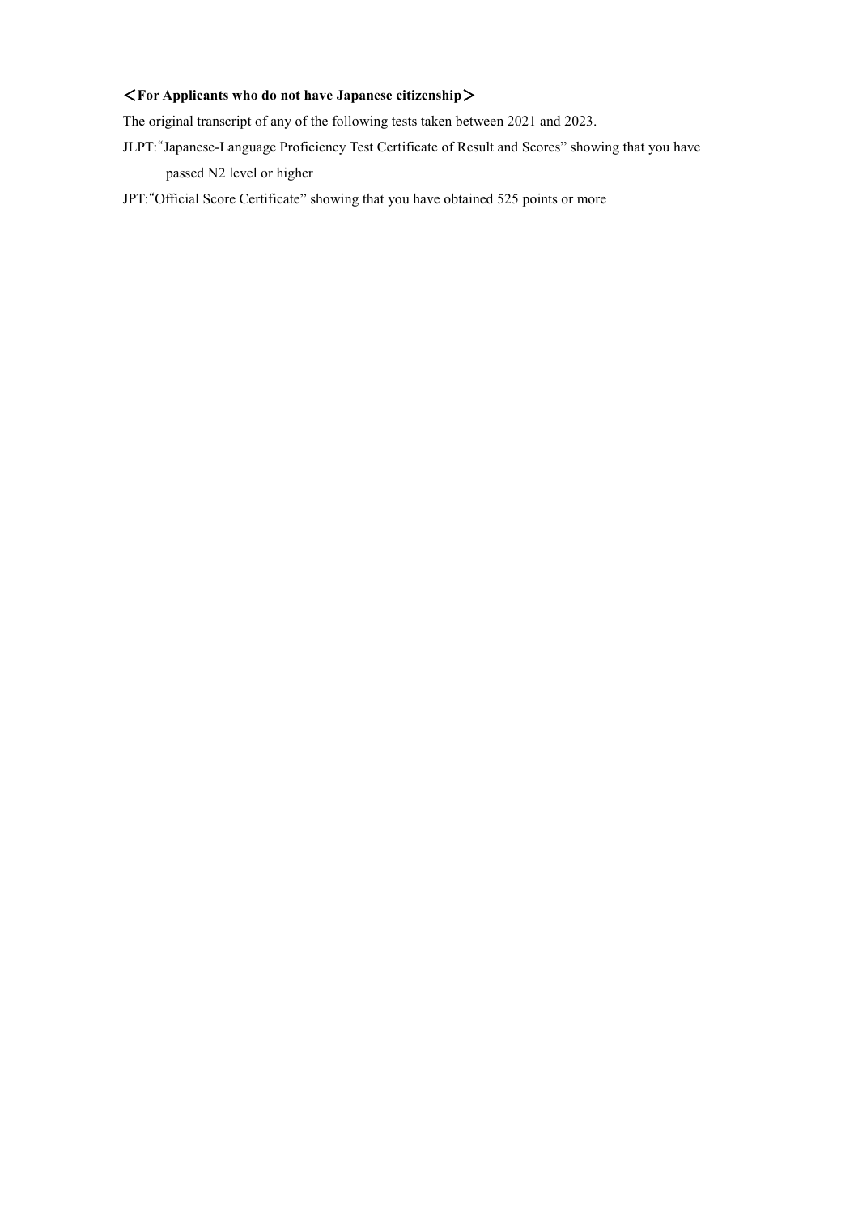**＜For Applicants who do not have Japanese citizenship＞**

The original transcript of any of the following tests taken between 2021 and 2023.

JLPT:“Japanese-Language Proficiency Test Certificate of Result and Scores” showing that you have passed N2 level or higher

JPT:“Official Score Certificate” showing that you have obtained 525 points or more